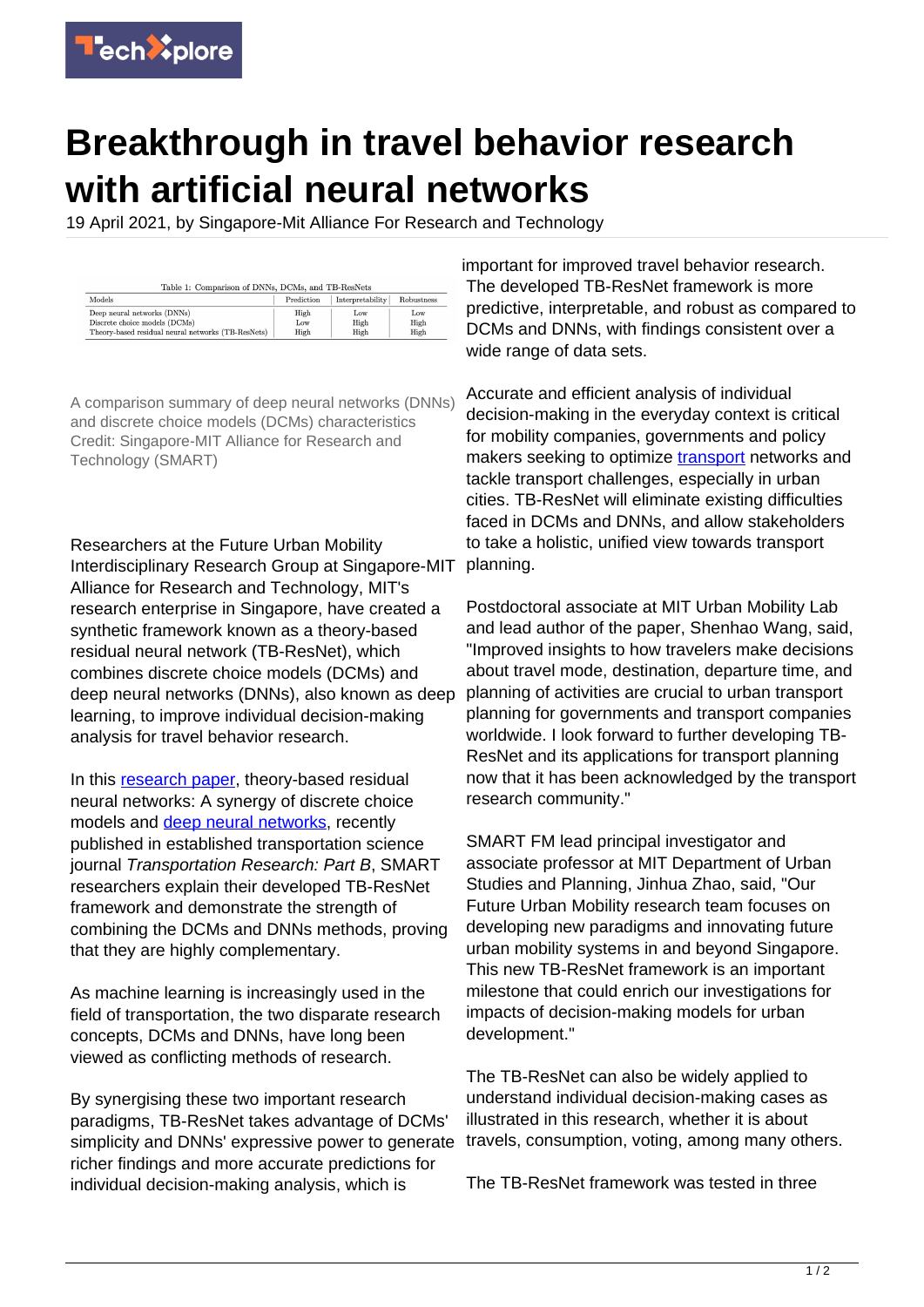# Breakthrough in travel behavior research with artificial neural networks

19 April 2021, by Singapore-Mit Alliance For Research and Technology

Table 1: Comparison of DNNs, DCMs, and TB-ResNets

| Models | Prediction | Interpretability | Robustness |
|---|---|---|---|
| Deep neural networks (DNNs) | High | Low | Low |
| Discrete choice models (DCMs) | Low | High | High |
| Theory-based residual neural networks (TB-ResNets) | High | High | High |

A comparison summary of deep neural networks (DNNs) and discrete choice models (DCMs) characteristics Credit: Singapore-MIT Alliance for Research and Technology (SMART)

Researchers at the Future Urban Mobility Interdisciplinary Research Group at Singapore-MIT Alliance for Research and Technology, MIT's research enterprise in Singapore, have created a synthetic framework known as a theory-based residual neural network (TB-ResNet), which combines discrete choice models (DCMs) and deep neural networks (DNNs), also known as deep learning, to improve individual decision-making analysis for travel behavior research.

In this research paper, theory-based residual neural networks: A synergy of discrete choice models and deep neural networks, recently published in established transportation science journal *Transportation Research: Part B*, SMART researchers explain their developed TB-ResNet framework and demonstrate the strength of combining the DCMs and DNNs methods, proving that they are highly complementary.

As machine learning is increasingly used in the field of transportation, the two disparate research concepts, DCMs and DNNs, have long been viewed as conflicting methods of research.

By synergising these two important research paradigms, TB-ResNet takes advantage of DCMs' simplicity and DNNs' expressive power to generate richer findings and more accurate predictions for individual decision-making analysis, which is important for improved travel behavior research. The developed TB-ResNet framework is more predictive, interpretable, and robust as compared to DCMs and DNNs, with findings consistent over a wide range of data sets.

Accurate and efficient analysis of individual decision-making in the everyday context is critical for mobility companies, governments and policy makers seeking to optimize transport networks and tackle transport challenges, especially in urban cities. TB-ResNet will eliminate existing difficulties faced in DCMs and DNNs, and allow stakeholders to take a holistic, unified view towards transport planning.

Postdoctoral associate at MIT Urban Mobility Lab and lead author of the paper, Shenhao Wang, said, "Improved insights to how travelers make decisions about travel mode, destination, departure time, and planning of activities are crucial to urban transport planning for governments and transport companies worldwide. I look forward to further developing TB-ResNet and its applications for transport planning now that it has been acknowledged by the transport research community."

SMART FM lead principal investigator and associate professor at MIT Department of Urban Studies and Planning, Jinhua Zhao, said, "Our Future Urban Mobility research team focuses on developing new paradigms and innovating future urban mobility systems in and beyond Singapore. This new TB-ResNet framework is an important milestone that could enrich our investigations for impacts of decision-making models for urban development."

The TB-ResNet can also be widely applied to understand individual decision-making cases as illustrated in this research, whether it is about travels, consumption, voting, among many others.

The TB-ResNet framework was tested in three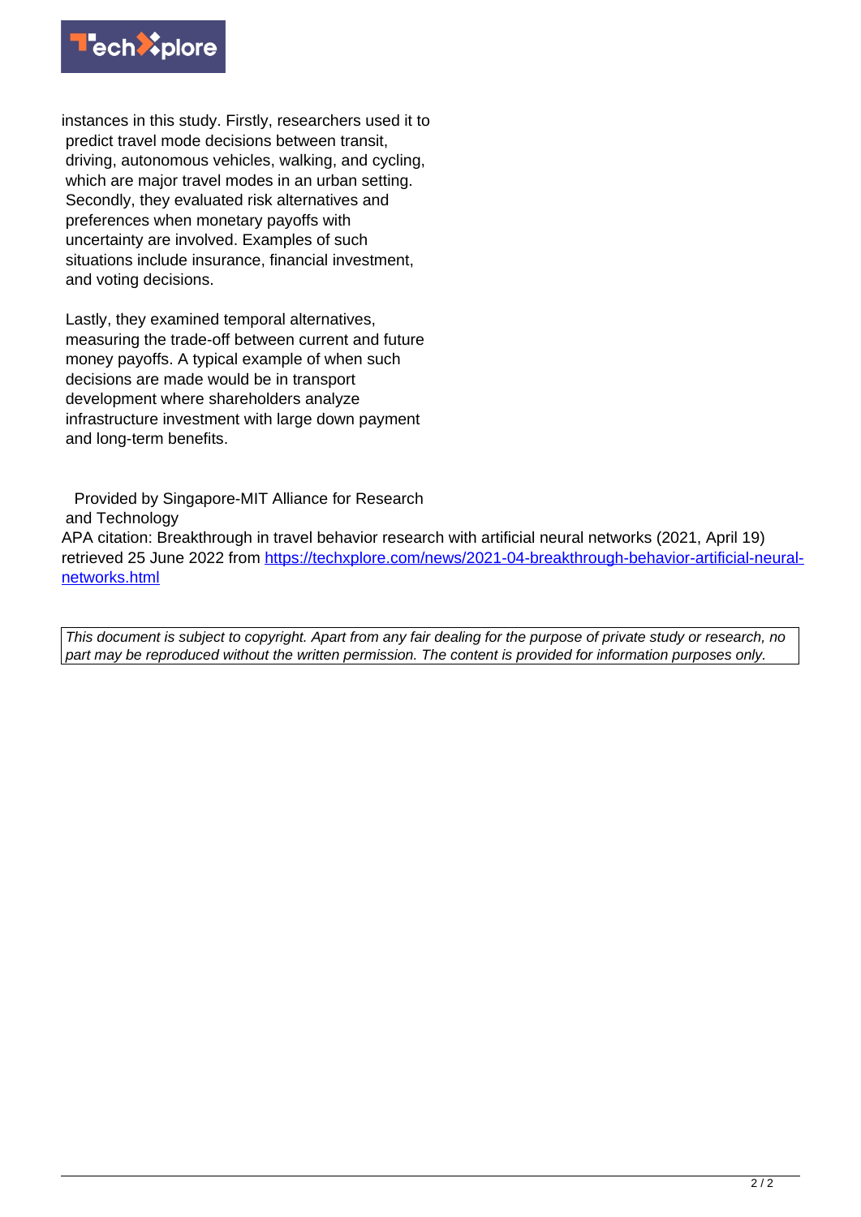instances in this study. Firstly, researchers used it to predict travel mode decisions between transit, driving, autonomous vehicles, walking, and cycling, which are major travel modes in an urban setting. Secondly, they evaluated risk alternatives and preferences when monetary payoffs with uncertainty are involved. Examples of such situations include insurance, financial investment, and voting decisions.

Lastly, they examined temporal alternatives, measuring the trade-off between current and future money payoffs. A typical example of when such decisions are made would be in transport development where shareholders analyze infrastructure investment with large down payment and long-term benefits.

Provided by Singapore-MIT Alliance for Research and Technology

APA citation: Breakthrough in travel behavior research with artificial neural networks (2021, April 19) retrieved 25 June 2022 from https://techxplore.com/news/2021-04-breakthrough-behavior-artificial-neural-networks.html

*This document is subject to copyright. Apart from any fair dealing for the purpose of private study or research, no part may be reproduced without the written permission. The content is provided for information purposes only.*